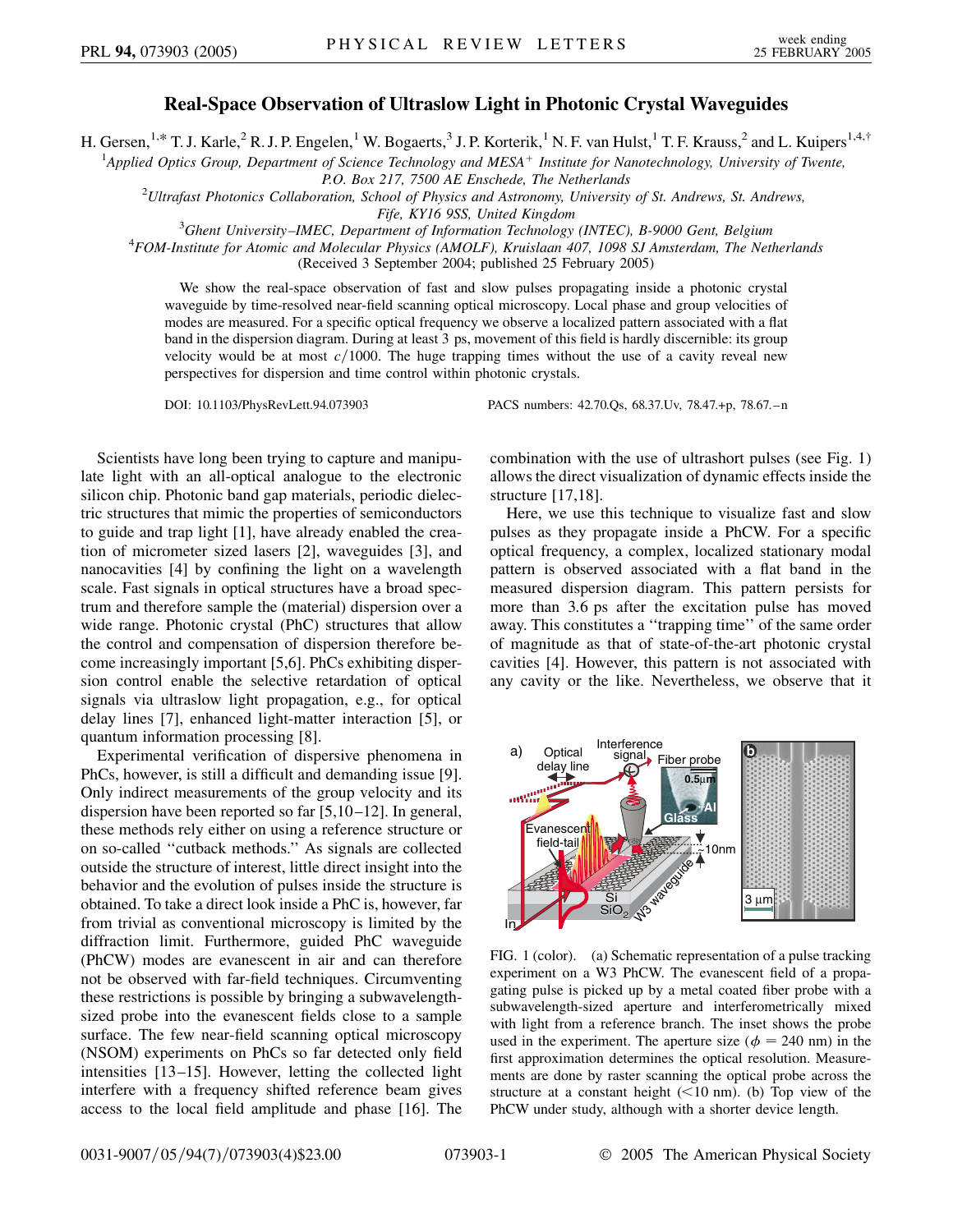# Real-Space Observation of Ultraslow Light in Photonic Crystal Waveguides

H. Gersen,[1,*] T. J. Karle,[2] R. J. P. Engelen,[1] W. Bogaerts,[3] J. P. Korterik,[1] N. F. van Hulst,[1] T. F. Krauss,[2] and L. Kuipers[1,4,†]

[1]*Applied Optics Group, Department of Science Technology and MESA+ Institute for Nanotechnology, University of Twente, P.O. Box 217, 7500 AE Enschede, The Netherlands*

[2]*Ultrafast Photonics Collaboration, School of Physics and Astronomy, University of St. Andrews, St. Andrews, Fife, KY16 9SS, United Kingdom*

[3]*Ghent University–IMEC, Department of Information Technology (INTEC), B-9000 Gent, Belgium*

[4]*FOM-Institute for Atomic and Molecular Physics (AMOLF), Kruislaan 407, 1098 SJ Amsterdam, The Netherlands*

(Received 3 September 2004; published 25 February 2005)

We show the real-space observation of fast and slow pulses propagating inside a photonic crystal waveguide by time-resolved near-field scanning optical microscopy. Local phase and group velocities of modes are measured. For a specific optical frequency we observe a localized pattern associated with a flat band in the dispersion diagram. During at least 3 ps, movement of this field is hardly discernible: its group velocity would be at most $c/1000$. The huge trapping times without the use of a cavity reveal new perspectives for dispersion and time control within photonic crystals.

DOI: 10.1103/PhysRevLett.94.073903 PACS numbers: 42.70.Qs, 68.37.Uv, 78.47.+p, 78.67.–n

Scientists have long been trying to capture and manipulate light with an all-optical analogue to the electronic silicon chip. Photonic band gap materials, periodic dielectric structures that mimic the properties of semiconductors to guide and trap light [1], have already enabled the creation of micrometer sized lasers [2], waveguides [3], and nanocavities [4] by confining the light on a wavelength scale. Fast signals in optical structures have a broad spectrum and therefore sample the (material) dispersion over a wide range. Photonic crystal (PhC) structures that allow the control and compensation of dispersion therefore become increasingly important [5,6]. PhCs exhibiting dispersion control enable the selective retardation of optical signals via ultraslow light propagation, e.g., for optical delay lines [7], enhanced light-matter interaction [5], or quantum information processing [8].

Experimental verification of dispersive phenomena in PhCs, however, is still a difficult and demanding issue [9]. Only indirect measurements of the group velocity and its dispersion have been reported so far [5,10–12]. In general, these methods rely either on using a reference structure or on so-called "cutback methods." As signals are collected outside the structure of interest, little direct insight into the behavior and the evolution of pulses inside the structure is obtained. To take a direct look inside a PhC is, however, far from trivial as conventional microscopy is limited by the diffraction limit. Furthermore, guided PhC waveguide (PhCW) modes are evanescent in air and can therefore not be observed with far-field techniques. Circumventing these restrictions is possible by bringing a subwavelength-sized probe into the evanescent fields close to a sample surface. The few near-field scanning optical microscopy (NSOM) experiments on PhCs so far detected only field intensities [13–15]. However, letting the collected light interfere with a frequency shifted reference beam gives access to the local field amplitude and phase [16]. The combination with the use of ultrashort pulses (see Fig. 1) allows the direct visualization of dynamic effects inside the structure [17,18].

Here, we use this technique to visualize fast and slow pulses as they propagate inside a PhCW. For a specific optical frequency, a complex, localized stationary modal pattern is observed associated with a flat band in the measured dispersion diagram. This pattern persists for more than 3.6 ps after the excitation pulse has moved away. This constitutes a "trapping time" of the same order of magnitude as that of state-of-the-art photonic crystal cavities [4]. However, this pattern is not associated with any cavity or the like. Nevertheless, we observe that it

FIG. 1 (color). (a) Schematic representation of a pulse tracking experiment on a W3 PhCW. The evanescent field of a propagating pulse is picked up by a metal coated fiber probe with a subwavelength-sized aperture and interferometrically mixed with light from a reference branch. The inset shows the probe used in the experiment. The aperture size ($\phi = 240$ nm) in the first approximation determines the optical resolution. Measurements are done by raster scanning the optical probe across the structure at a constant height (<10 nm). (b) Top view of the PhCW under study, although with a shorter device length.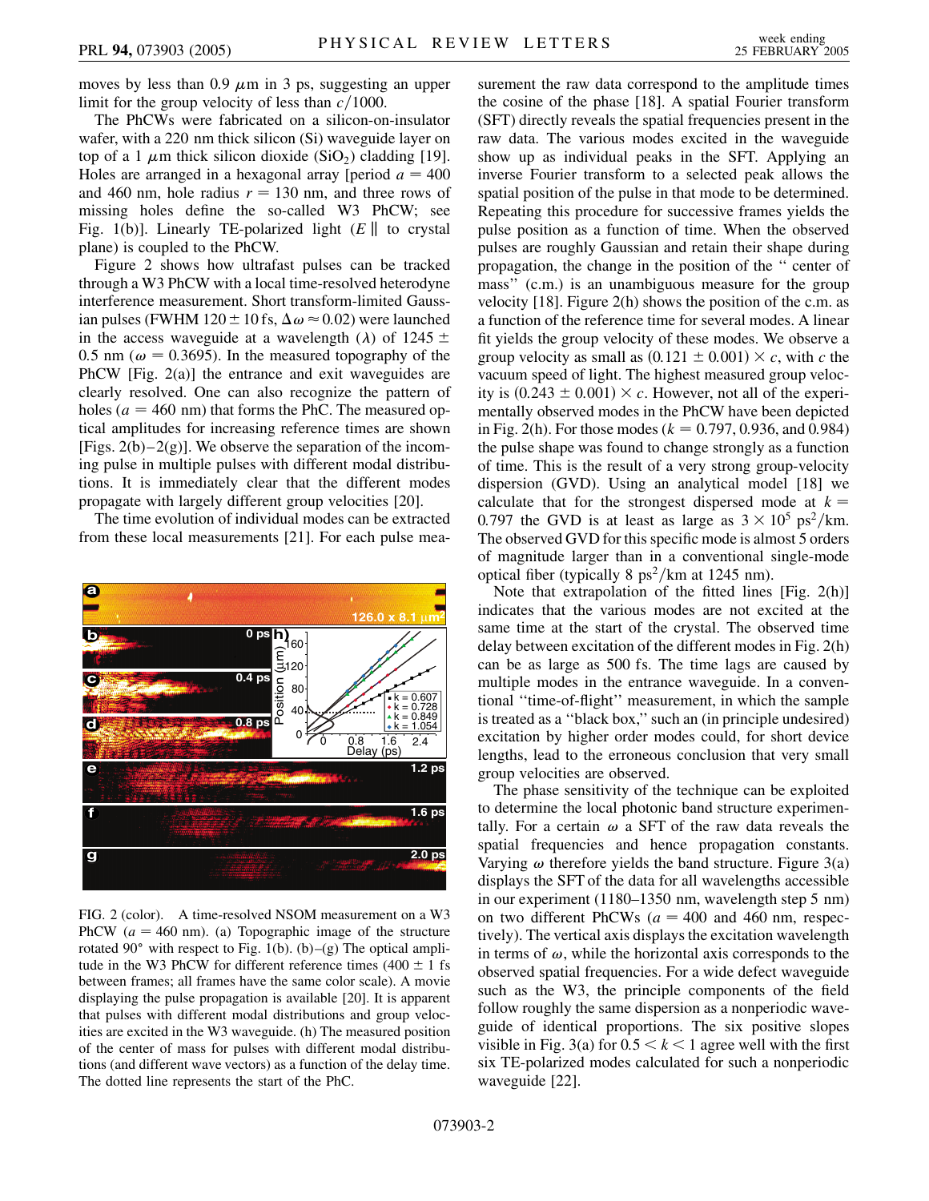moves by less than 0.9 $\mu$m in 3 ps, suggesting an upper limit for the group velocity of less than $c/1000$.

The PhCWs were fabricated on a silicon-on-insulator wafer, with a 220 nm thick silicon (Si) waveguide layer on top of a 1 $\mu$m thick silicon dioxide ($SiO_2$) cladding [19]. Holes are arranged in a hexagonal array [period $a = 400$ and 460 nm, hole radius $r = 130$ nm, and three rows of missing holes define the so-called W3 PhCW; see Fig. 1(b)]. Linearly TE-polarized light ($E \parallel$ to crystal plane) is coupled to the PhCW.

Figure 2 shows how ultrafast pulses can be tracked through a W3 PhCW with a local time-resolved heterodyne interference measurement. Short transform-limited Gaussian pulses (FWHM $120 \pm 10$ fs, $\Delta\omega \approx 0.02$) were launched in the access waveguide at a wavelength ($\lambda$) of $1245 \pm 0.5$ nm ($\omega = 0.3695$). In the measured topography of the PhCW [Fig. 2(a)] the entrance and exit waveguides are clearly resolved. One can also recognize the pattern of holes ($a = 460$ nm) that forms the PhC. The measured optical amplitudes for increasing reference times are shown [Figs. 2(b)–2(g)]. We observe the separation of the incoming pulse in multiple pulses with different modal distributions. It is immediately clear that the different modes propagate with largely different group velocities [20].

The time evolution of individual modes can be extracted from these local measurements [21]. For each pulse measurement the raw data correspond to the amplitude times the cosine of the phase [18]. A spatial Fourier transform (SFT) directly reveals the spatial frequencies present in the raw data. The various modes excited in the waveguide show up as individual peaks in the SFT. Applying an inverse Fourier transform to a selected peak allows the spatial position of the pulse in that mode to be determined. Repeating this procedure for successive frames yields the pulse position as a function of time. When the observed pulses are roughly Gaussian and retain their shape during propagation, the change in the position of the "center of mass" (c.m.) is an unambiguous measure for the group velocity [18]. Figure 2(h) shows the position of the c.m. as a function of the reference time for several modes. A linear fit yields the group velocity of these modes. We observe a group velocity as small as $(0.121 \pm 0.001) \times c$, with $c$ the vacuum speed of light. The highest measured group velocity is $(0.243 \pm 0.001) \times c$. However, not all of the experimentally observed modes in the PhCW have been depicted in Fig. 2(h). For those modes ($k = 0.797$, 0.936, and 0.984) the pulse shape was found to change strongly as a function of time. This is the result of a very strong group-velocity dispersion (GVD). Using an analytical model [18] we calculate that for the strongest dispersed mode at $k = 0.797$ the GVD is at least as large as $3 \times 10^5$ ps$^2$/km. The observed GVD for this specific mode is almost 5 orders of magnitude larger than in a conventional single-mode optical fiber (typically 8 ps$^2$/km at 1245 nm).

Note that extrapolation of the fitted lines [Fig. 2(h)] indicates that the various modes are not excited at the same time at the start of the crystal. The observed time delay between excitation of the different modes in Fig. 2(h) can be as large as 500 fs. The time lags are caused by multiple modes in the entrance waveguide. In a conventional "time-of-flight" measurement, in which the sample is treated as a "black box," such an (in principle undesired) excitation by higher order modes could, for short device lengths, lead to the erroneous conclusion that very small group velocities are observed.

The phase sensitivity of the technique can be exploited to determine the local photonic band structure experimentally. For a certain $\omega$ a SFT of the raw data reveals the spatial frequencies and hence propagation constants. Varying $\omega$ therefore yields the band structure. Figure 3(a) displays the SFT of the data for all wavelengths accessible in our experiment (1180–1350 nm, wavelength step 5 nm) on two different PhCWs ($a = 400$ and 460 nm, respectively). The vertical axis displays the excitation wavelength in terms of $\omega$, while the horizontal axis corresponds to the observed spatial frequencies. For a wide defect waveguide such as the W3, the principle components of the field follow roughly the same dispersion as a nonperiodic waveguide of identical proportions. The six positive slopes visible in Fig. 3(a) for $0.5 < k < 1$ agree well with the first six TE-polarized modes calculated for such a nonperiodic waveguide [22].

FIG. 2 (color). A time-resolved NSOM measurement on a W3 PhCW ($a = 460$ nm). (a) Topographic image of the structure rotated 90° with respect to Fig. 1(b). (b)–(g) The optical amplitude in the W3 PhCW for different reference times ($400 \pm 1$ fs between frames; all frames have the same color scale). A movie displaying the pulse propagation is available [20]. It is apparent that pulses with different modal distributions and group velocities are excited in the W3 waveguide. (h) The measured position of the center of mass for pulses with different modal distributions (and different wave vectors) as a function of the delay time. The dotted line represents the start of the PhC.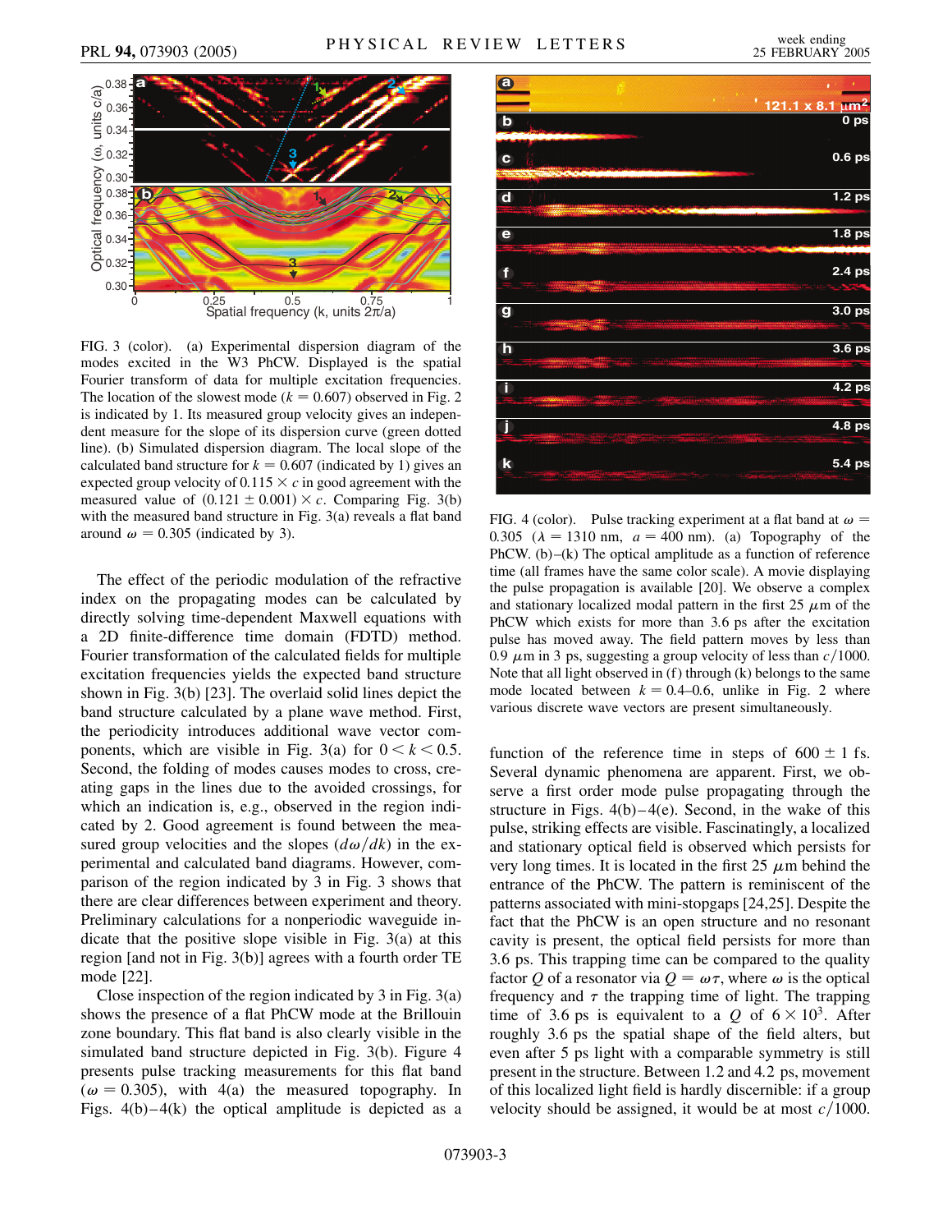FIG. 3 (color). (a) Experimental dispersion diagram of the modes excited in the W3 PhCW. Displayed is the spatial Fourier transform of data for multiple excitation frequencies. The location of the slowest mode ($k = 0.607$) observed in Fig. 2 is indicated by 1. Its measured group velocity gives an independent measure for the slope of its dispersion curve (green dotted line). (b) Simulated dispersion diagram. The local slope of the calculated band structure for $k = 0.607$ (indicated by 1) gives an expected group velocity of $0.115 \times c$ in good agreement with the measured value of $(0.121 \pm 0.001) \times c$. Comparing Fig. 3(b) with the measured band structure in Fig. 3(a) reveals a flat band around $\omega = 0.305$ (indicated by 3).

The effect of the periodic modulation of the refractive index on the propagating modes can be calculated by directly solving time-dependent Maxwell equations with a 2D finite-difference time domain (FDTD) method. Fourier transformation of the calculated fields for multiple excitation frequencies yields the expected band structure shown in Fig. 3(b) [23]. The overlaid solid lines depict the band structure calculated by a plane wave method. First, the periodicity introduces additional wave vector components, which are visible in Fig. 3(a) for $0 < k < 0.5$. Second, the folding of modes causes modes to cross, creating gaps in the lines due to the avoided crossings, for which an indication is, e.g., observed in the region indicated by 2. Good agreement is found between the measured group velocities and the slopes ($d\omega/dk$) in the experimental and calculated band diagrams. However, comparison of the region indicated by 3 in Fig. 3 shows that there are clear differences between experiment and theory. Preliminary calculations for a nonperiodic waveguide indicate that the positive slope visible in Fig. 3(a) at this region [and not in Fig. 3(b)] agrees with a fourth order TE mode [22].

Close inspection of the region indicated by 3 in Fig. 3(a) shows the presence of a flat PhCW mode at the Brillouin zone boundary. This flat band is also clearly visible in the simulated band structure depicted in Fig. 3(b). Figure 4 presents pulse tracking measurements for this flat band ($\omega = 0.305$), with 4(a) the measured topography. In Figs. 4(b)–4(k) the optical amplitude is depicted as a function of the reference time in steps of $600 \pm 1$ fs. Several dynamic phenomena are apparent. First, we observe a first order mode pulse propagating through the structure in Figs. 4(b)–4(e). Second, in the wake of this pulse, striking effects are visible. Fascinatingly, a localized and stationary optical field is observed which persists for very long times. It is located in the first 25 $\mu$m behind the entrance of the PhCW. The pattern is reminiscent of the patterns associated with mini-stopgaps [24,25]. Despite the fact that the PhCW is an open structure and no resonant cavity is present, the optical field persists for more than 3.6 ps. This trapping time can be compared to the quality factor $Q$ of a resonator via $Q = \omega\tau$, where $\omega$ is the optical frequency and $\tau$ the trapping time of light. The trapping time of 3.6 ps is equivalent to a $Q$ of $6 \times 10^3$. After roughly 3.6 ps the spatial shape of the field alters, but even after 5 ps light with a comparable symmetry is still present in the structure. Between 1.2 and 4.2 ps, movement of this localized light field is hardly discernible: if a group velocity should be assigned, it would be at most $c/1000$.

FIG. 4 (color). Pulse tracking experiment at a flat band at $\omega = 0.305$ ($\lambda = 1310$ nm, $a = 400$ nm). (a) Topography of the PhCW. (b)–(k) The optical amplitude as a function of reference time (all frames have the same color scale). A movie displaying the pulse propagation is available [20]. We observe a complex and stationary localized modal pattern in the first 25 $\mu$m of the PhCW which exists for more than 3.6 ps after the excitation pulse has moved away. The field pattern moves by less than 0.9 $\mu$m in 3 ps, suggesting a group velocity of less than $c/1000$. Note that all light observed in (f) through (k) belongs to the same mode located between $k = 0.4$–$0.6$, unlike in Fig. 2 where various discrete wave vectors are present simultaneously.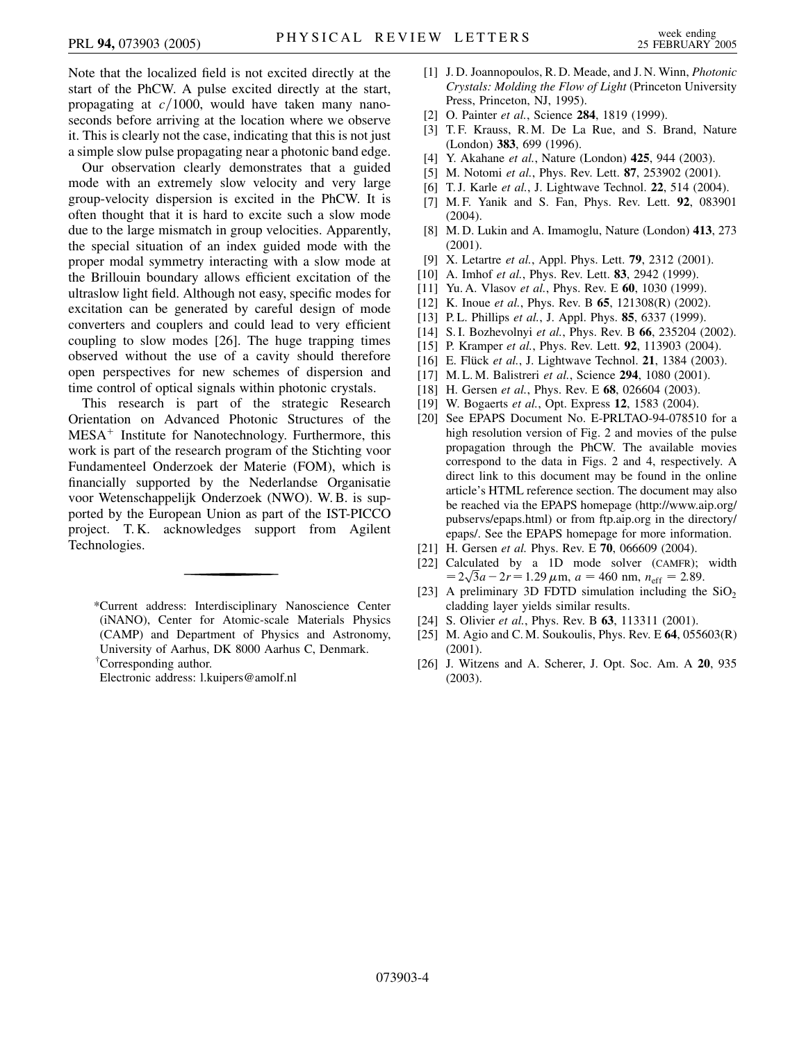Note that the localized field is not excited directly at the start of the PhCW. A pulse excited directly at the start, propagating at $c/1000$, would have taken many nanoseconds before arriving at the location where we observe it. This is clearly not the case, indicating that this is not just a simple slow pulse propagating near a photonic band edge.

Our observation clearly demonstrates that a guided mode with an extremely slow velocity and very large group-velocity dispersion is excited in the PhCW. It is often thought that it is hard to excite such a slow mode due to the large mismatch in group velocities. Apparently, the special situation of an index guided mode with the proper modal symmetry interacting with a slow mode at the Brillouin boundary allows efficient excitation of the ultraslow light field. Although not easy, specific modes for excitation can be generated by careful design of mode converters and couplers and could lead to very efficient coupling to slow modes [26]. The huge trapping times observed without the use of a cavity should therefore open perspectives for new schemes of dispersion and time control of optical signals within photonic crystals.

This research is part of the strategic Research Orientation on Advanced Photonic Structures of the $MESA^+$ Institute for Nanotechnology. Furthermore, this work is part of the research program of the Stichting voor Fundamenteel Onderzoek der Materie (FOM), which is financially supported by the Nederlandse Organisatie voor Wetenschappelijk Onderzoek (NWO). W. B. is supported by the European Union as part of the IST-PICCO project. T. K. acknowledges support from Agilent Technologies.

---

*Current address: Interdisciplinary Nanoscience Center (iNANO), Center for Atomic-scale Materials Physics (CAMP) and Department of Physics and Astronomy, University of Aarhus, DK 8000 Aarhus C, Denmark.

†Corresponding author.
Electronic address: l.kuipers@amolf.nl

[1] J. D. Joannopoulos, R. D. Meade, and J. N. Winn, *Photonic Crystals: Molding the Flow of Light* (Princeton University Press, Princeton, NJ, 1995).

[2] O. Painter *et al.*, Science **284**, 1819 (1999).

[3] T. F. Krauss, R. M. De La Rue, and S. Brand, Nature (London) **383**, 699 (1996).

[4] Y. Akahane *et al.*, Nature (London) **425**, 944 (2003).

[5] M. Notomi *et al.*, Phys. Rev. Lett. **87**, 253902 (2001).

[6] T. J. Karle *et al.*, J. Lightwave Technol. **22**, 514 (2004).

[7] M. F. Yanik and S. Fan, Phys. Rev. Lett. **92**, 083901 (2004).

[8] M. D. Lukin and A. Imamoglu, Nature (London) **413**, 273 (2001).

[9] X. Letartre *et al.*, Appl. Phys. Lett. **79**, 2312 (2001).

[10] A. Imhof *et al.*, Phys. Rev. Lett. **83**, 2942 (1999).

[11] Yu. A. Vlasov *et al.*, Phys. Rev. E **60**, 1030 (1999).

[12] K. Inoue *et al.*, Phys. Rev. B **65**, 121308(R) (2002).

[13] P. L. Phillips *et al.*, J. Appl. Phys. **85**, 6337 (1999).

[14] S. I. Bozhevolnyi *et al.*, Phys. Rev. B **66**, 235204 (2002).

[15] P. Kramper *et al.*, Phys. Rev. Lett. **92**, 113903 (2004).

[16] E. Flück *et al.*, J. Lightwave Technol. **21**, 1384 (2003).

[17] M. L. M. Balistreri *et al.*, Science **294**, 1080 (2001).

[18] H. Gersen *et al.*, Phys. Rev. E **68**, 026604 (2003).

[19] W. Bogaerts *et al.*, Opt. Express **12**, 1583 (2004).

[20] See EPAPS Document No. E-PRLTAO-94-078510 for a high resolution version of Fig. 2 and movies of the pulse propagation through the PhCW. The available movies correspond to the data in Figs. 2 and 4, respectively. A direct link to this document may be found in the online article's HTML reference section. The document may also be reached via the EPAPS homepage (http://www.aip.org/pubservs/epaps.html) or from ftp.aip.org in the directory/epaps/. See the EPAPS homepage for more information.

[21] H. Gersen *et al.* Phys. Rev. E **70**, 066609 (2004).

[22] Calculated by a 1D mode solver (CAMFR); width $= 2\sqrt{3}a - 2r = 1.29\ \mu\text{m}$, $a = 460$ nm, $n_{\text{eff}} = 2.89$.

[23] A preliminary 3D FDTD simulation including the $SiO_2$ cladding layer yields similar results.

[24] S. Olivier *et al.*, Phys. Rev. B **63**, 113311 (2001).

[25] M. Agio and C. M. Soukoulis, Phys. Rev. E **64**, 055603(R) (2001).

[26] J. Witzens and A. Scherer, J. Opt. Soc. Am. A **20**, 935 (2003).